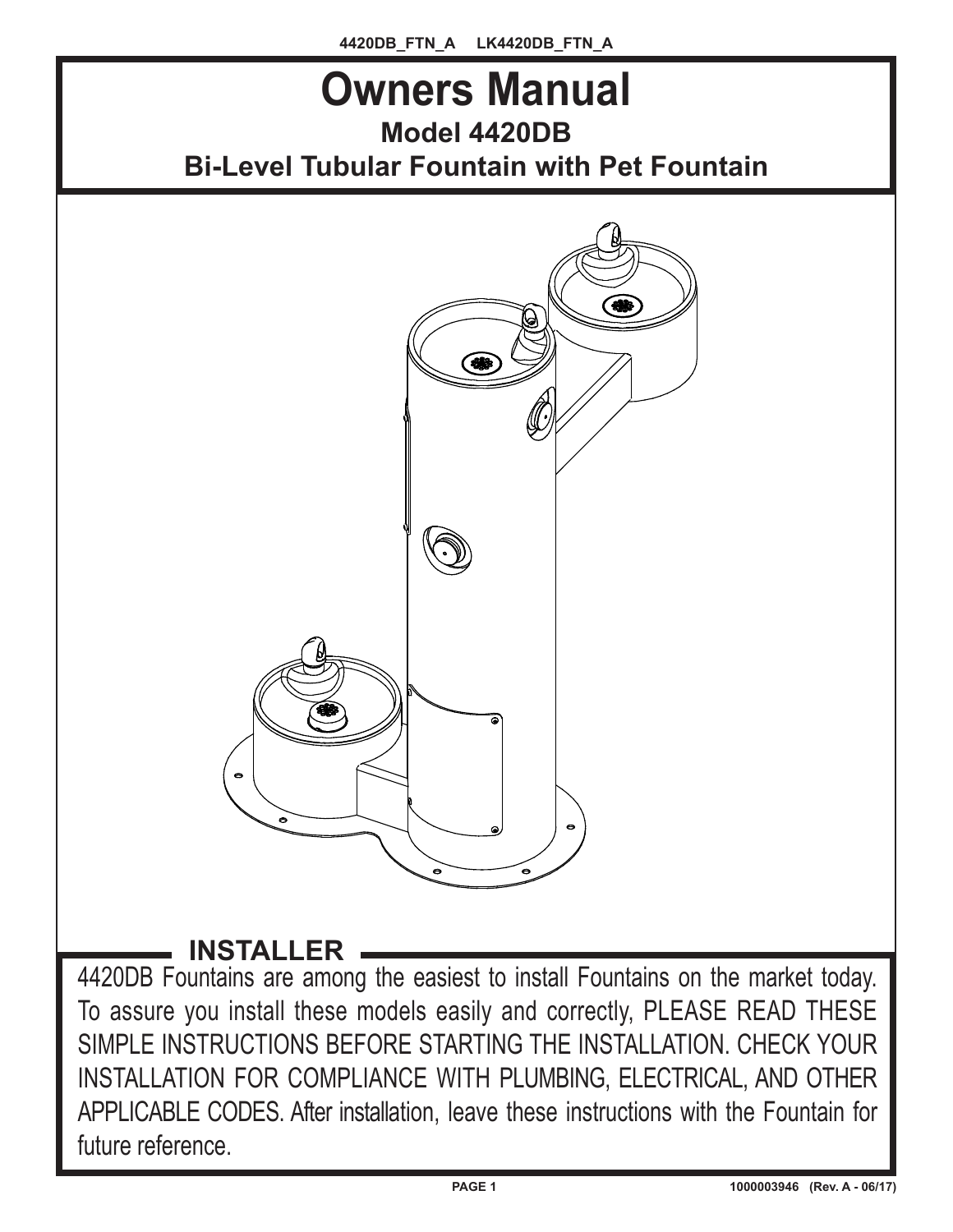4420DB_FTN_A LK4420DB_FTN_A

# Owners Manual

## Model 4420DB

## Bi-Level Tubular Fountain with Pet Fountain

### INSTALLER

4420DB Fountains are among the easiest to install Fountains on the market today. To assure you install these models easily and correctly, PLEASE READ THESE SIMPLE INSTRUCTIONS BEFORE STARTING THE INSTALLATION. CHECK YOUR INSTALLATION FOR COMPLIANCE WITH PLUMBING, ELECTRICAL, AND OTHER APPLICABLE CODES. After installation, leave these instructions with the Fountain for future reference.

1000003946 (Rev. A - 06/17)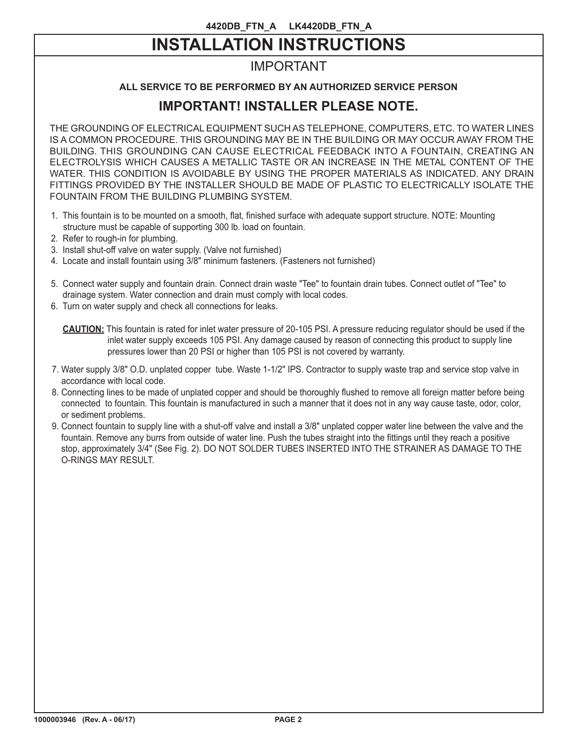# INSTALLATION INSTRUCTIONS

## IMPORTANT

**ALL SERVICE TO BE PERFORMED BY AN AUTHORIZED SERVICE PERSON**

### IMPORTANT! INSTALLER PLEASE NOTE.

THE GROUNDING OF ELECTRICAL EQUIPMENT SUCH AS TELEPHONE, COMPUTERS, ETC. TO WATER LINES IS A COMMON PROCEDURE. THIS GROUNDING MAY BE IN THE BUILDING OR MAY OCCUR AWAY FROM THE BUILDING. THIS GROUNDING CAN CAUSE ELECTRICAL FEEDBACK INTO A FOUNTAIN, CREATING AN ELECTROLYSIS WHICH CAUSES A METALLIC TASTE OR AN INCREASE IN THE METAL CONTENT OF THE WATER. THIS CONDITION IS AVOIDABLE BY USING THE PROPER MATERIALS AS INDICATED. ANY DRAIN FITTINGS PROVIDED BY THE INSTALLER SHOULD BE MADE OF PLASTIC TO ELECTRICALLY ISOLATE THE FOUNTAIN FROM THE BUILDING PLUMBING SYSTEM.

1. This fountain is to be mounted on a smooth, flat, finished surface with adequate support structure. NOTE: Mounting structure must be capable of supporting 300 lb. load on fountain.
2. Refer to rough-in for plumbing.
3. Install shut-off valve on water supply. (Valve not furnished)
4. Locate and install fountain using 3/8" minimum fasteners. (Fasteners not furnished)
5. Connect water supply and fountain drain. Connect drain waste "Tee" to fountain drain tubes. Connect outlet of "Tee" to drainage system. Water connection and drain must comply with local codes.
6. Turn on water supply and check all connections for leaks.

   **CAUTION:** This fountain is rated for inlet water pressure of 20-105 PSI. A pressure reducing regulator should be used if the inlet water supply exceeds 105 PSI. Any damage caused by reason of connecting this product to supply line pressures lower than 20 PSI or higher than 105 PSI is not covered by warranty.

7. Water supply 3/8" O.D. unplated copper tube. Waste 1-1/2" IPS. Contractor to supply waste trap and service stop valve in accordance with local code.
8. Connecting lines to be made of unplated copper and should be thoroughly flushed to remove all foreign matter before being connected to fountain. This fountain is manufactured in such a manner that it does not in any way cause taste, odor, color, or sediment problems.
9. Connect fountain to supply line with a shut-off valve and install a 3/8" unplated copper water line between the valve and the fountain. Remove any burrs from outside of water line. Push the tubes straight into the fittings until they reach a positive stop, approximately 3/4" (See Fig. 2). DO NOT SOLDER TUBES INSERTED INTO THE STRAINER AS DAMAGE TO THE O-RINGS MAY RESULT.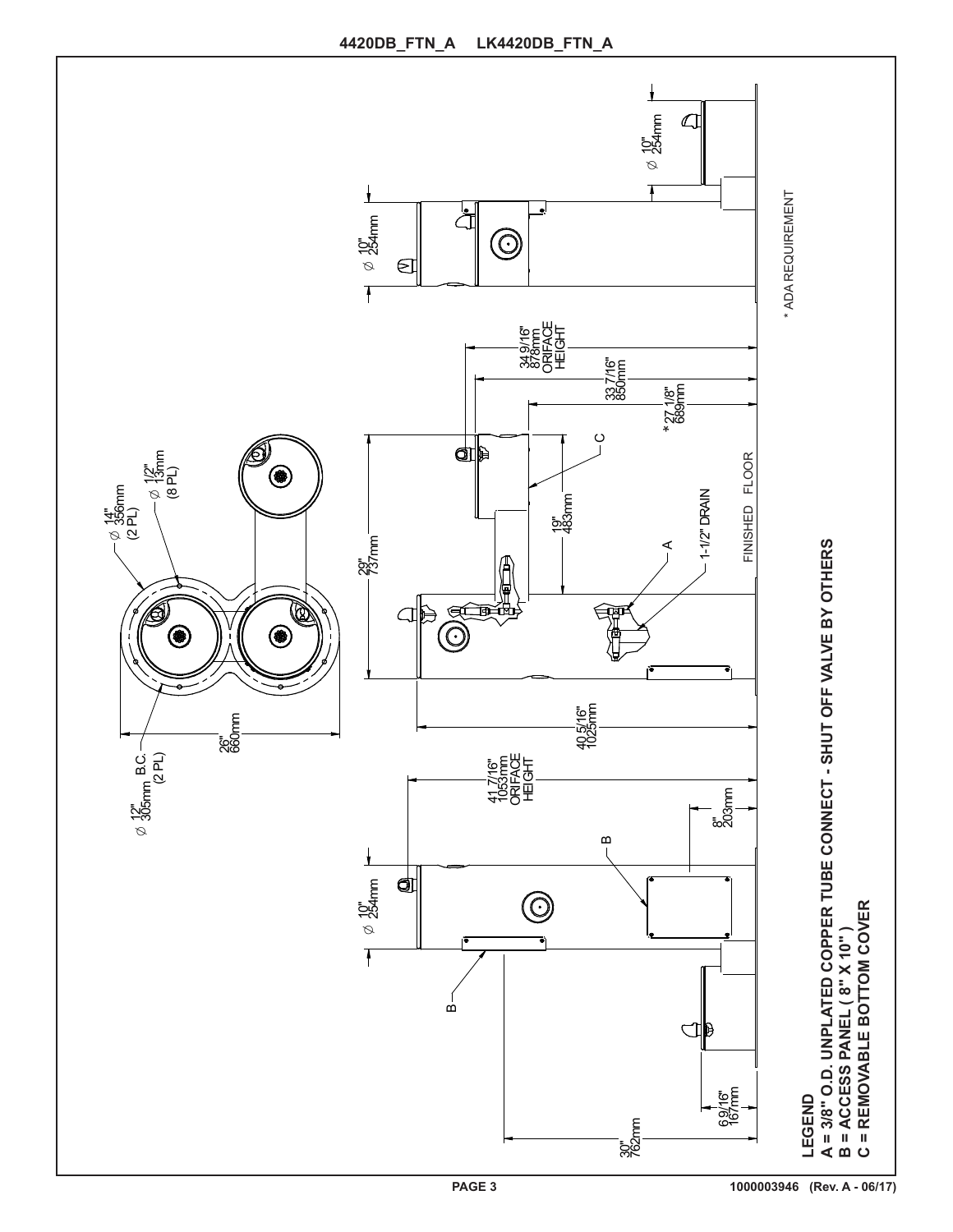4420DB_FTN_A LK4420DB_FTN_A

Ø 12" 305mm B.C. (2 PL)

Ø 14" 356mm (2 PL)

Ø 1/2" 13mm (8 PL)

26" 660mm

Ø 10" 254mm

41 7/16" 1053mm ORIFACE HEIGHT

8" 203mm

B

B

30" 762mm

6 9/16" 167mm

29" 737mm

40 5/16" 1025mm

19" 483mm

C

A

1-1/2" DRAIN

34 9/16" 878mm ORIFACE HEIGHT

33 7/16" 850mm

* 27 1/8" 689mm

FINISHED FLOOR

Ø 10" 254mm

Ø 10" 254mm

* ADA REQUIREMENT

**LEGEND**
**A = 3/8" O.D. UNPLATED COPPER TUBE CONNECT - SHUT OFF VALVE BY OTHERS**
**B = ACCESS PANEL ( 8" X 10" )**
**C = REMOVABLE BOTTOM COVER**

1000003946 (Rev. A - 06/17)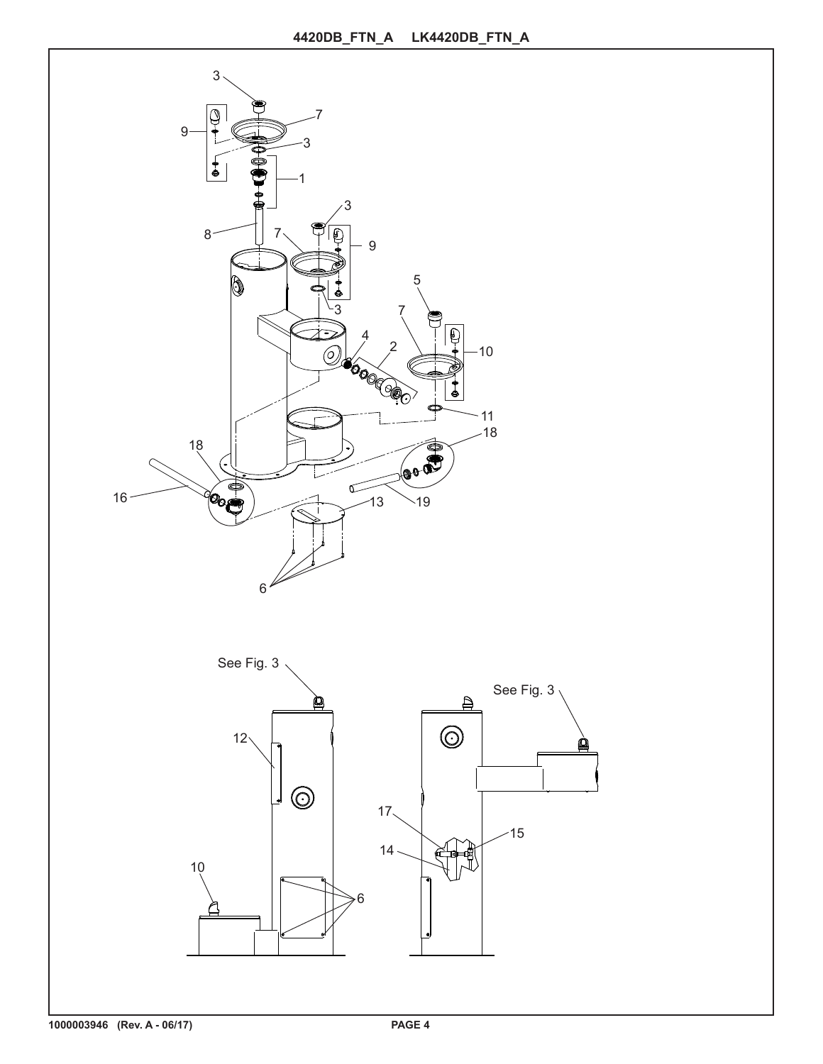**4420DB_FTN_A LK4420DB_FTN_A**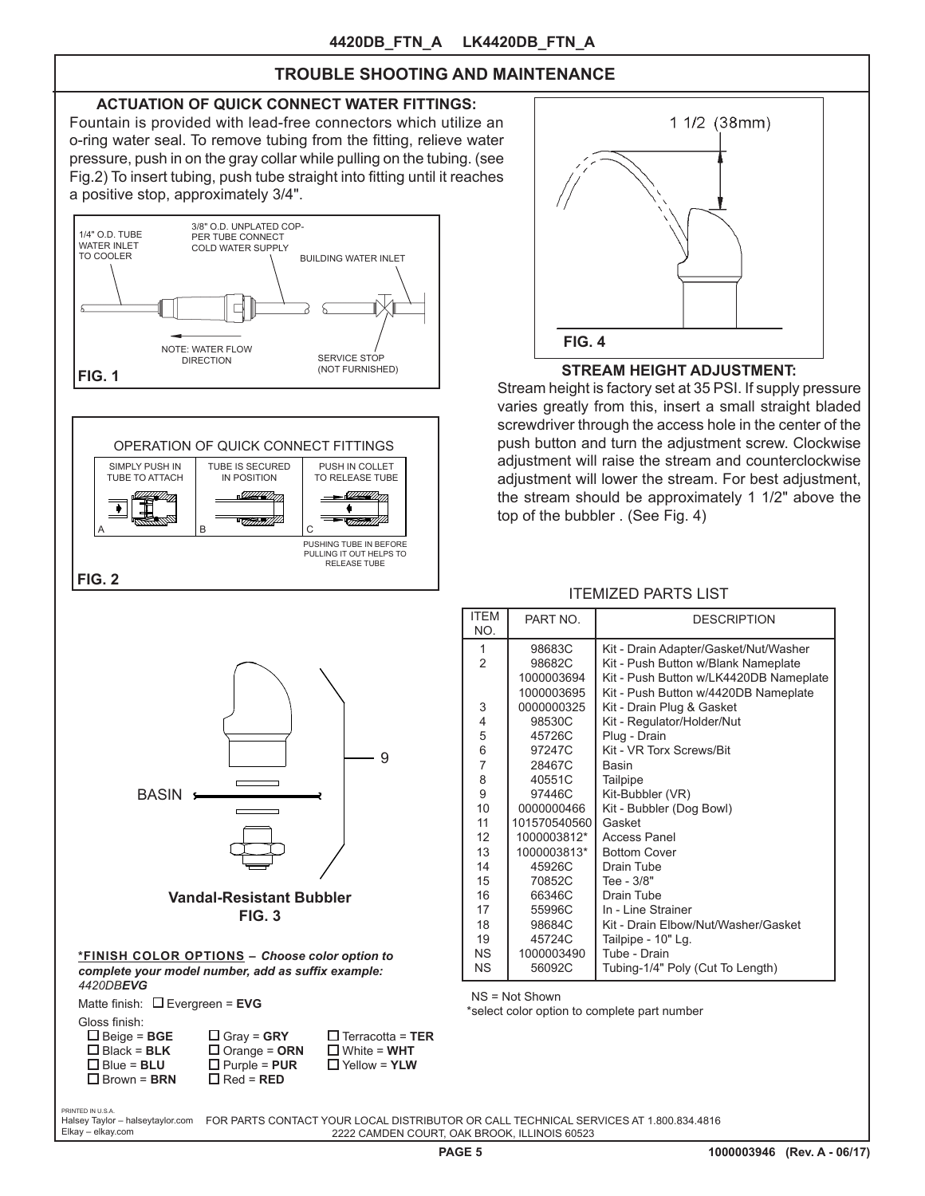## TROUBLE SHOOTING AND MAINTENANCE

### ACTUATION OF QUICK CONNECT WATER FITTINGS:

Fountain is provided with lead-free connectors which utilize an o-ring water seal. To remove tubing from the fitting, relieve water pressure, push in on the gray collar while pulling on the tubing. (see Fig.2) To insert tubing, push tube straight into fitting until it reaches a positive stop, approximately 3/4".

1/4" O.D. TUBE WATER INLET TO COOLER

3/8" O.D. UNPLATED COPPER TUBE CONNECT COLD WATER SUPPLY

BUILDING WATER INLET

NOTE: WATER FLOW DIRECTION

SERVICE STOP (NOT FURNISHED)

**FIG. 1**

OPERATION OF QUICK CONNECT FITTINGS

A SIMPLY PUSH IN TUBE TO ATTACH

B TUBE IS SECURED IN POSITION

C PUSH IN COLLET TO RELEASE TUBE

PUSHING TUBE IN BEFORE PULLING IT OUT HELPS TO RELEASE TUBE

**FIG. 2**

BASIN

9

**Vandal-Resistant Bubbler**
**FIG. 3**

1 1/2 (38mm)

**FIG. 4**

### STREAM HEIGHT ADJUSTMENT:

Stream height is factory set at 35 PSI. If supply pressure varies greatly from this, insert a small straight bladed screwdriver through the access hole in the center of the push button and turn the adjustment screw. Clockwise adjustment will raise the stream and counterclockwise adjustment will lower the stream. For best adjustment, the stream should be approximately 1 1/2" above the top of the bubbler . (See Fig. 4)

### ITEMIZED PARTS LIST

| ITEM NO. | PART NO. | DESCRIPTION |
|---|---|---|
| 1 | 98683C | Kit - Drain Adapter/Gasket/Nut/Washer |
| 2 | 98682C | Kit - Push Button w/Blank Nameplate |
| | 1000003694 | Kit - Push Button w/LK4420DB Nameplate |
| | 1000003695 | Kit - Push Button w/4420DB Nameplate |
| 3 | 0000000325 | Kit - Drain Plug & Gasket |
| 4 | 98530C | Kit - Regulator/Holder/Nut |
| 5 | 45726C | Plug - Drain |
| 6 | 97247C | Kit - VR Torx Screws/Bit |
| 7 | 28467C | Basin |
| 8 | 40551C | Tailpipe |
| 9 | 97446C | Kit-Bubbler (VR) |
| 10 | 0000000466 | Kit - Bubbler (Dog Bowl) |
| 11 | 101570540560 | Gasket |
| 12 | 1000003812* | Access Panel |
| 13 | 1000003813* | Bottom Cover |
| 14 | 45926C | Drain Tube |
| 15 | 70852C | Tee - 3/8" |
| 16 | 66346C | Drain Tube |
| 17 | 55996C | In - Line Strainer |
| 18 | 98684C | Kit - Drain Elbow/Nut/Washer/Gasket |
| 19 | 45724C | Tailpipe - 10" Lg. |
| NS | 1000003490 | Tube - Drain |
| NS | 56092C | Tubing-1/4" Poly (Cut To Length) |

NS = Not Shown
*select color option to complete part number

**\*FINISH COLOR OPTIONS** – ***Choose color option to complete your model number, add as suffix example: 4420DBEVG***

Matte finish: ☐ Evergreen = **EVG**

Gloss finish:
- ☐ Beige = **BGE**
- ☐ Black = **BLK**
- ☐ Blue = **BLU**
- ☐ Brown = **BRN**
- ☐ Gray = **GRY**
- ☐ Orange = **ORN**
- ☐ Purple = **PUR**
- ☐ Red = **RED**
- ☐ Terracotta = **TER**
- ☐ White = **WHT**
- ☐ Yellow = **YLW**

PRINTED IN U.S.A.
Halsey Taylor – halseytaylor.com
Elkay – elkay.com

FOR PARTS CONTACT YOUR LOCAL DISTRIBUTOR OR CALL TECHNICAL SERVICES AT 1.800.834.4816
2222 CAMDEN COURT, OAK BROOK, ILLINOIS 60523

1000003946 (Rev. A - 06/17)